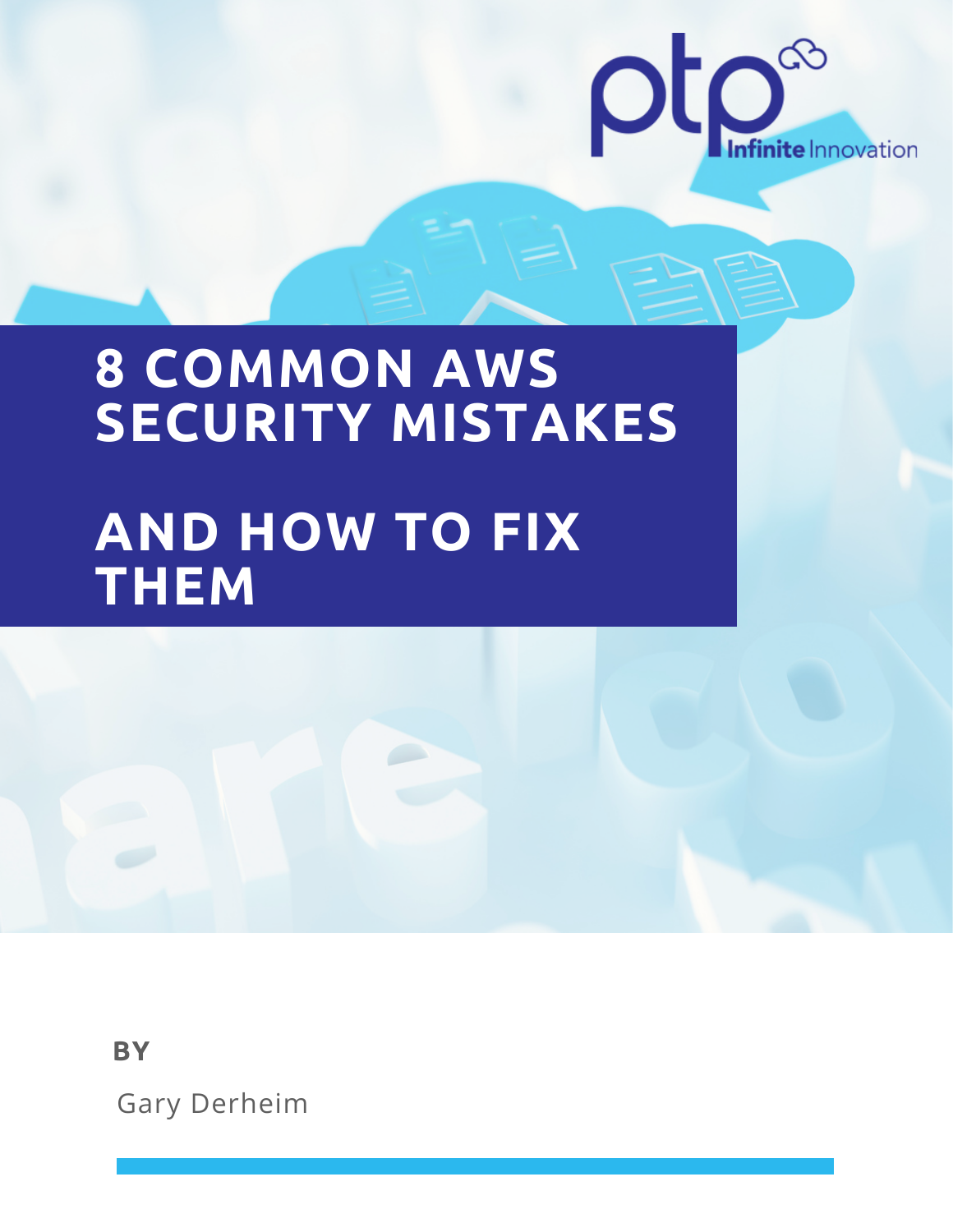# 8 COMMON AWS SECURITY MISTAKES

# AND HOW TO FIX THEM

**BY**

Gary Derheim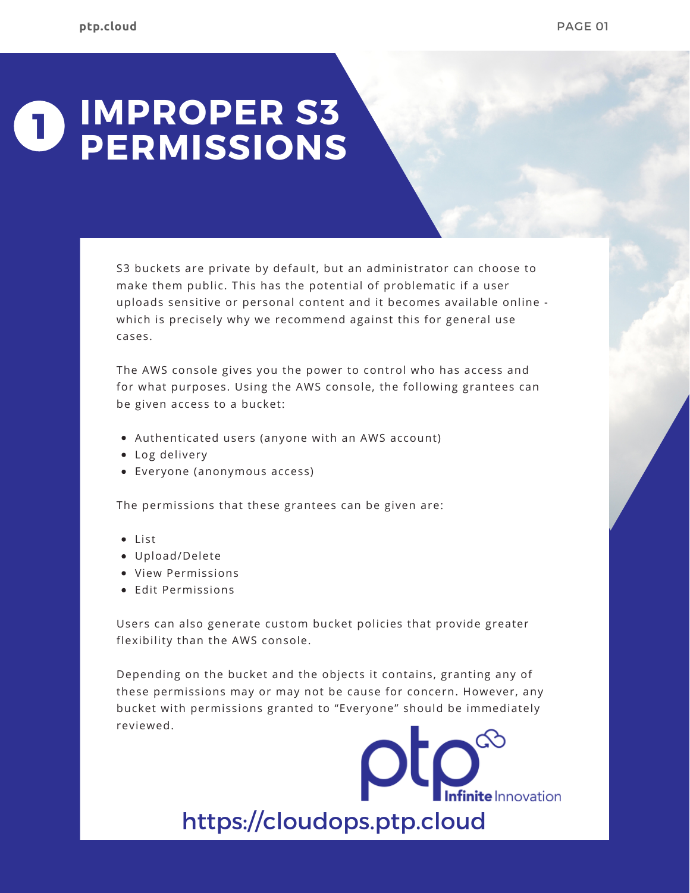# 1 IMPROPER S3 PERMISSIONS

S3 buckets are private by default, but an administrator can choose to make them public. This has the potential of problematic if a user uploads sensitive or personal content and it becomes available online - which is precisely why we recommend against this for general use cases.

The AWS console gives you the power to control who has access and for what purposes. Using the AWS console, the following grantees can be given access to a bucket:

- Authenticated users (anyone with an AWS account)
- Log delivery
- Everyone (anonymous access)

The permissions that these grantees can be given are:

- List
- Upload/Delete
- View Permissions
- Edit Permissions

Users can also generate custom bucket policies that provide greater flexibility than the AWS console.

Depending on the bucket and the objects it contains, granting any of these permissions may or may not be cause for concern. However, any bucket with permissions granted to “Everyone” should be immediately reviewed.

ptp Infinite Innovation

https://cloudops.ptp.cloud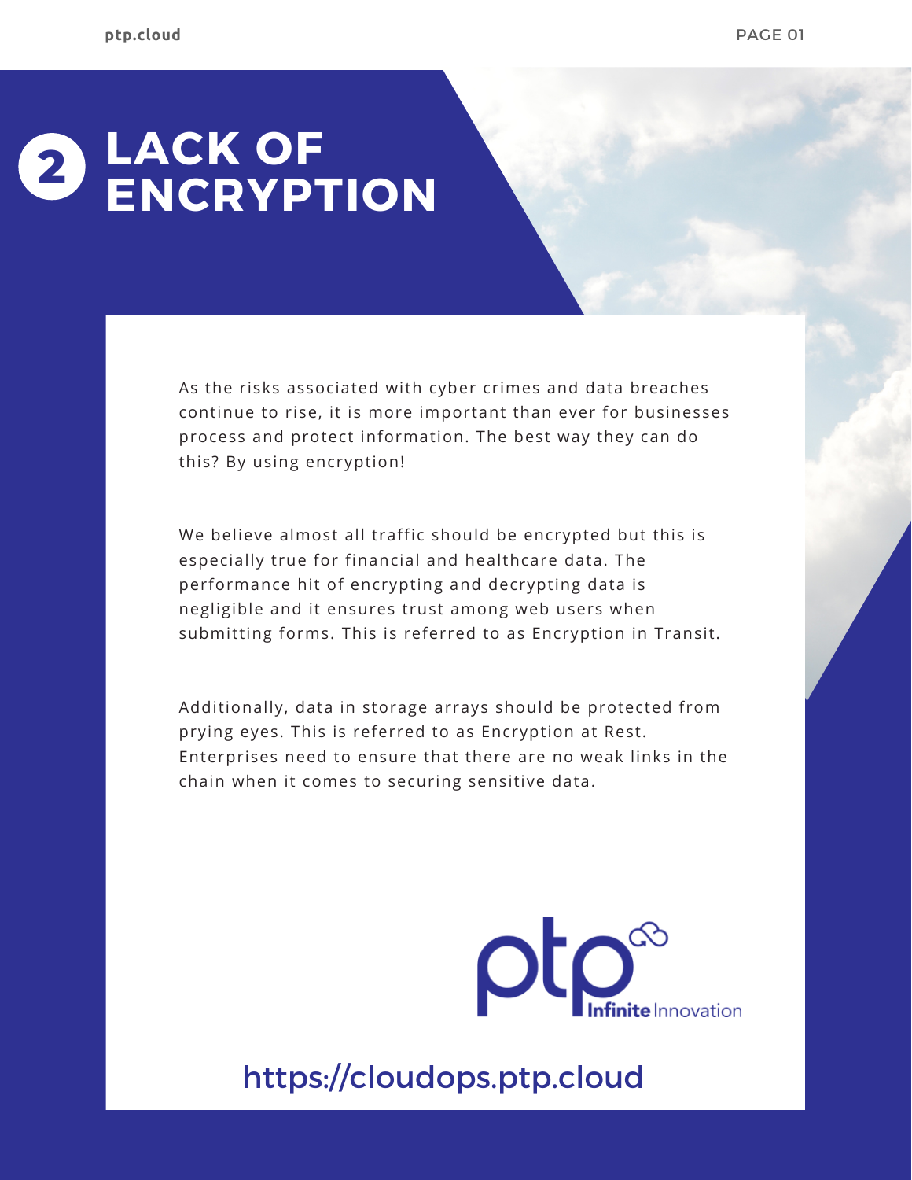# 2 LACK OF ENCRYPTION

As the risks associated with cyber crimes and data breaches continue to rise, it is more important than ever for businesses process and protect information. The best way they can do this? By using encryption!

We believe almost all traffic should be encrypted but this is especially true for financial and healthcare data. The performance hit of encrypting and decrypting data is negligible and it ensures trust among web users when submitting forms. This is referred to as Encryption in Transit.

Additionally, data in storage arrays should be protected from prying eyes. This is referred to as Encryption at Rest. Enterprises need to ensure that there are no weak links in the chain when it comes to securing sensitive data.

ptp Infinite Innovation

https://cloudops.ptp.cloud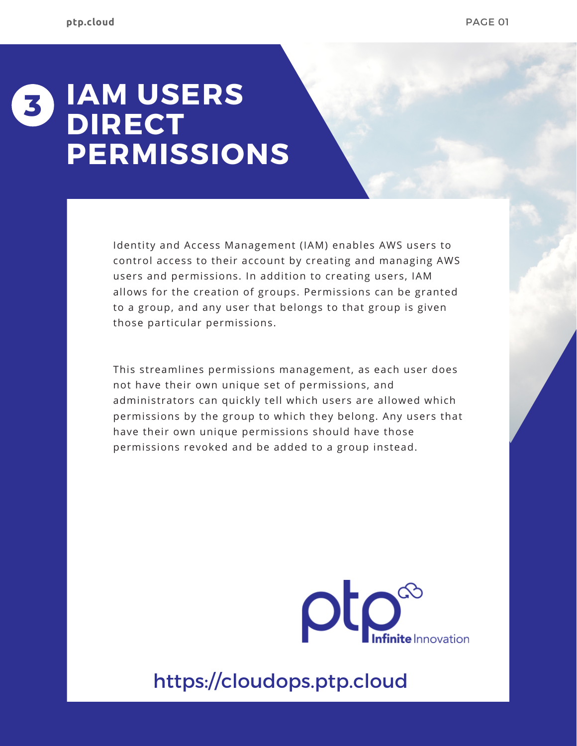# 3 IAM USERS DIRECT PERMISSIONS

Identity and Access Management (IAM) enables AWS users to control access to their account by creating and managing AWS users and permissions. In addition to creating users, IAM allows for the creation of groups. Permissions can be granted to a group, and any user that belongs to that group is given those particular permissions.

This streamlines permissions management, as each user does not have their own unique set of permissions, and administrators can quickly tell which users are allowed which permissions by the group to which they belong. Any users that have their own unique permissions should have those permissions revoked and be added to a group instead.

ptp Infinite Innovation

https://cloudops.ptp.cloud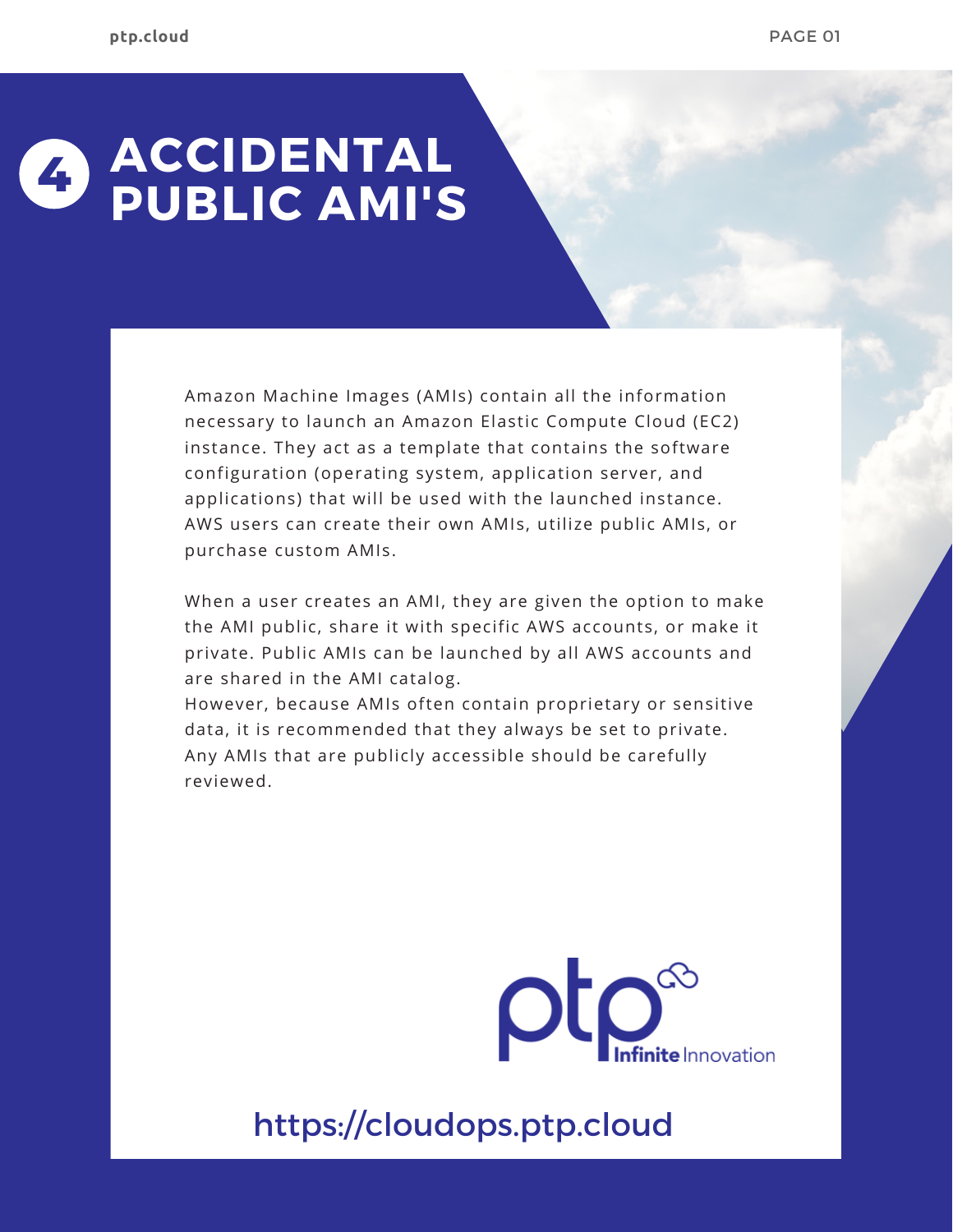# 4 ACCIDENTAL PUBLIC AMI'S

Amazon Machine Images (AMIs) contain all the information necessary to launch an Amazon Elastic Compute Cloud (EC2) instance. They act as a template that contains the software configuration (operating system, application server, and applications) that will be used with the launched instance. AWS users can create their own AMIs, utilize public AMIs, or purchase custom AMIs.

When a user creates an AMI, they are given the option to make the AMI public, share it with specific AWS accounts, or make it private. Public AMIs can be launched by all AWS accounts and are shared in the AMI catalog.
However, because AMIs often contain proprietary or sensitive data, it is recommended that they always be set to private. Any AMIs that are publicly accessible should be carefully reviewed.

ptp Infinite Innovation

https://cloudops.ptp.cloud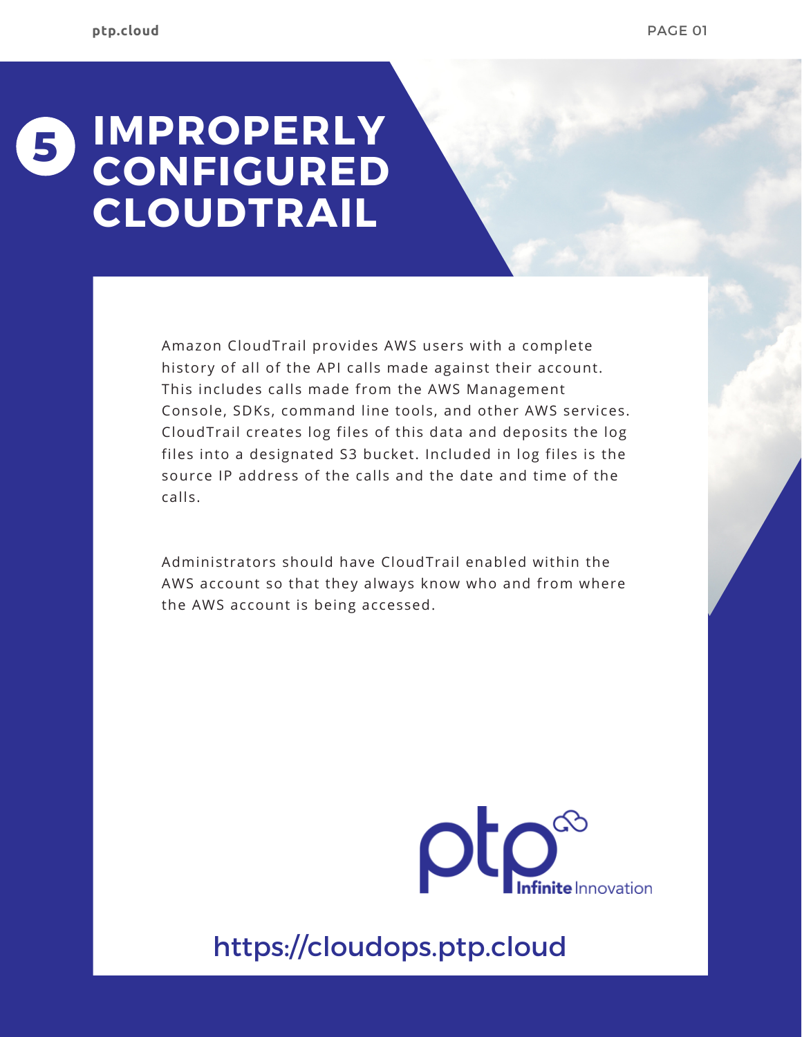# 5 IMPROPERLY CONFIGURED CLOUDTRAIL

Amazon CloudTrail provides AWS users with a complete history of all of the API calls made against their account. This includes calls made from the AWS Management Console, SDKs, command line tools, and other AWS services. CloudTrail creates log files of this data and deposits the log files into a designated S3 bucket. Included in log files is the source IP address of the calls and the date and time of the calls.

Administrators should have CloudTrail enabled within the AWS account so that they always know who and from where the AWS account is being accessed.

ptp Infinite Innovation

https://cloudops.ptp.cloud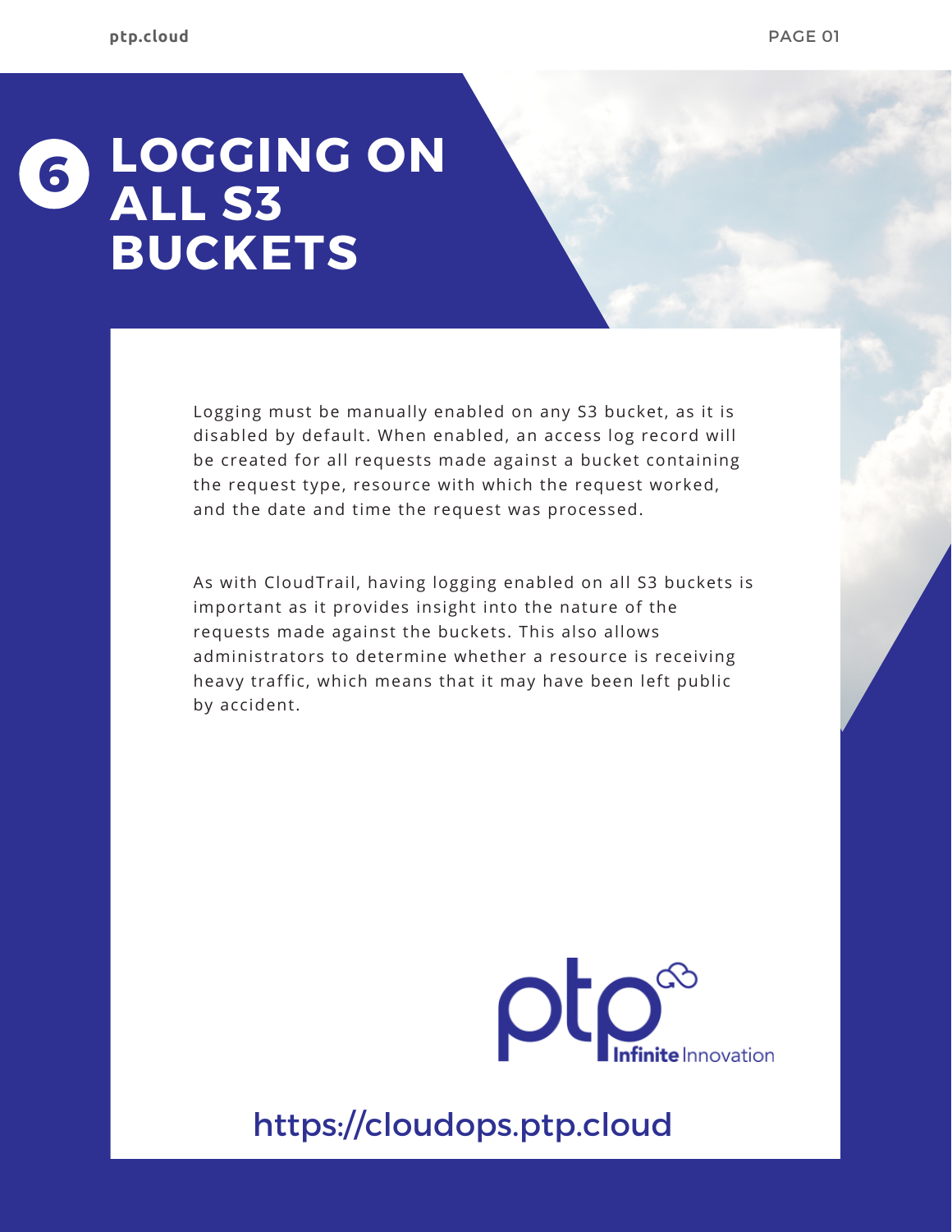# 6 LOGGING ON ALL S3 BUCKETS

Logging must be manually enabled on any S3 bucket, as it is disabled by default. When enabled, an access log record will be created for all requests made against a bucket containing the request type, resource with which the request worked, and the date and time the request was processed.

As with CloudTrail, having logging enabled on all S3 buckets is important as it provides insight into the nature of the requests made against the buckets. This also allows administrators to determine whether a resource is receiving heavy traffic, which means that it may have been left public by accident.

ptp Infinite Innovation

https://cloudops.ptp.cloud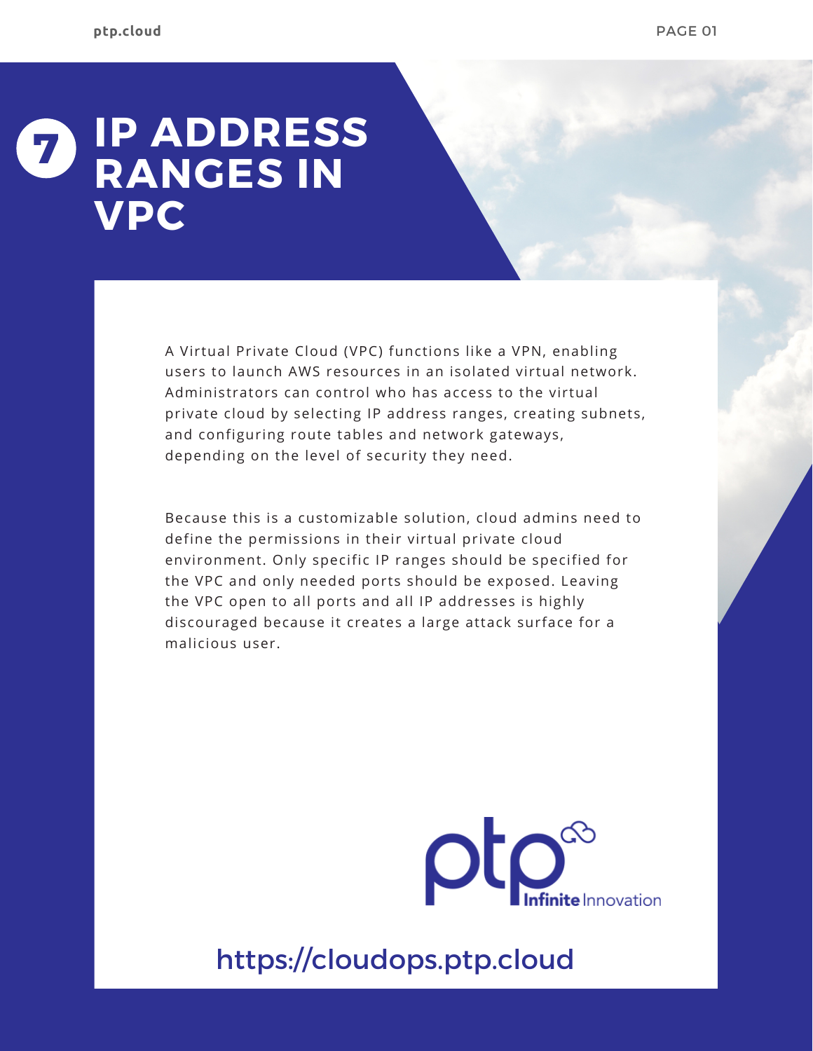# 7 IP ADDRESS RANGES IN VPC

A Virtual Private Cloud (VPC) functions like a VPN, enabling users to launch AWS resources in an isolated virtual network. Administrators can control who has access to the virtual private cloud by selecting IP address ranges, creating subnets, and configuring route tables and network gateways, depending on the level of security they need.

Because this is a customizable solution, cloud admins need to define the permissions in their virtual private cloud environment. Only specific IP ranges should be specified for the VPC and only needed ports should be exposed. Leaving the VPC open to all ports and all IP addresses is highly discouraged because it creates a large attack surface for a malicious user.

ptp Infinite Innovation

https://cloudops.ptp.cloud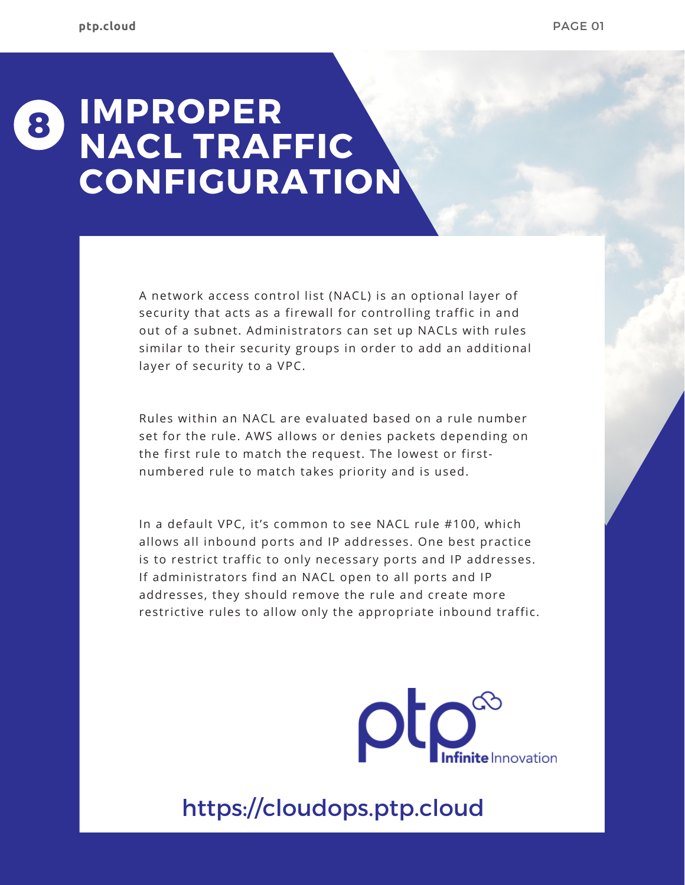# 8 IMPROPER NACL TRAFFIC CONFIGURATION

A network access control list (NACL) is an optional layer of security that acts as a firewall for controlling traffic in and out of a subnet. Administrators can set up NACLs with rules similar to their security groups in order to add an additional layer of security to a VPC.

Rules within an NACL are evaluated based on a rule number set for the rule. AWS allows or denies packets depending on the first rule to match the request. The lowest or first-numbered rule to match takes priority and is used.

In a default VPC, it's common to see NACL rule #100, which allows all inbound ports and IP addresses. One best practice is to restrict traffic to only necessary ports and IP addresses. If administrators find an NACL open to all ports and IP addresses, they should remove the rule and create more restrictive rules to allow only the appropriate inbound traffic.

ptp Infinite Innovation

https://cloudops.ptp.cloud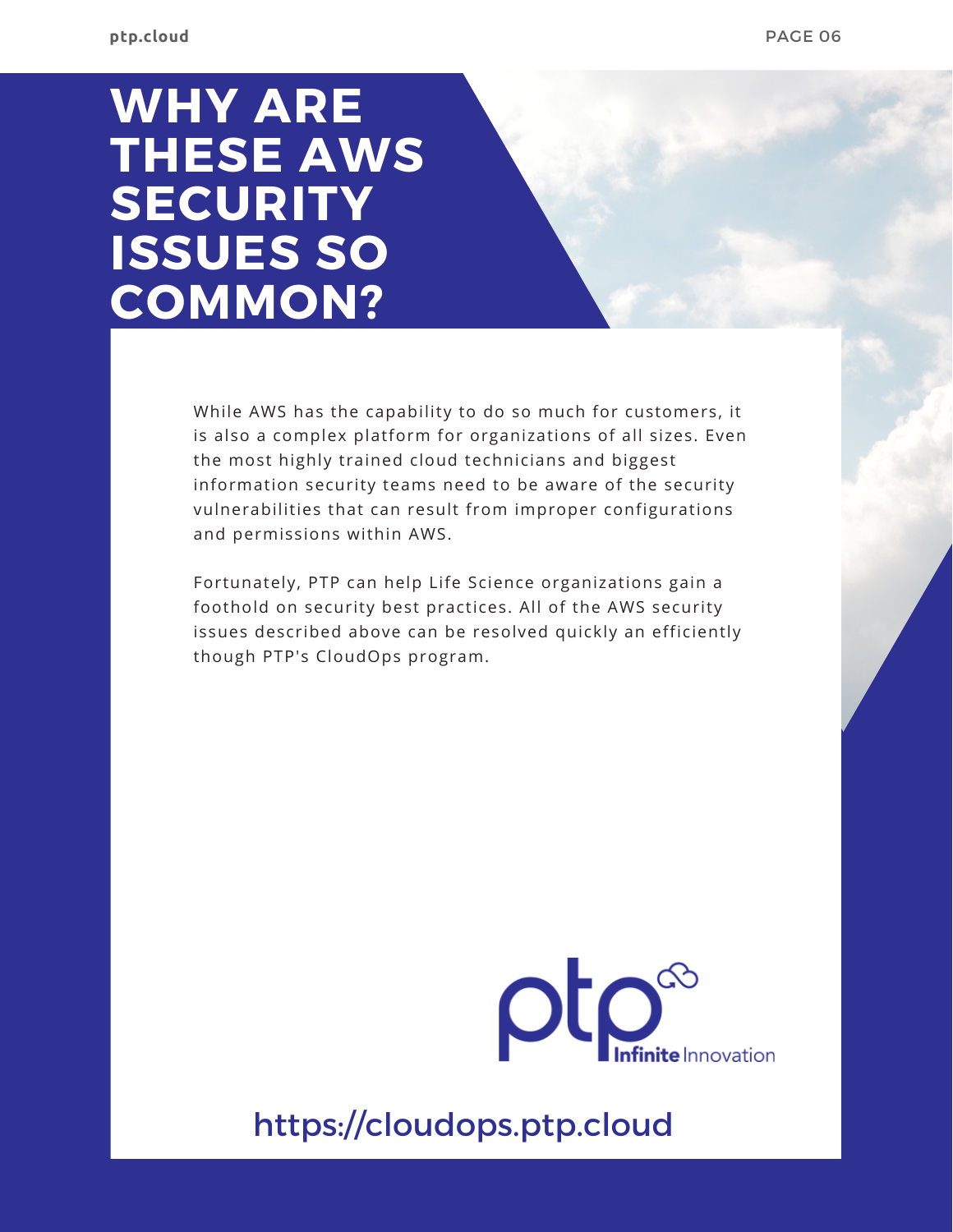# WHY ARE THESE AWS SECURITY ISSUES SO COMMON?

While AWS has the capability to do so much for customers, it is also a complex platform for organizations of all sizes. Even the most highly trained cloud technicians and biggest information security teams need to be aware of the security vulnerabilities that can result from improper configurations and permissions within AWS.

Fortunately, PTP can help Life Science organizations gain a foothold on security best practices. All of the AWS security issues described above can be resolved quickly an efficiently though PTP's CloudOps program.

ptp Infinite Innovation

https://cloudops.ptp.cloud